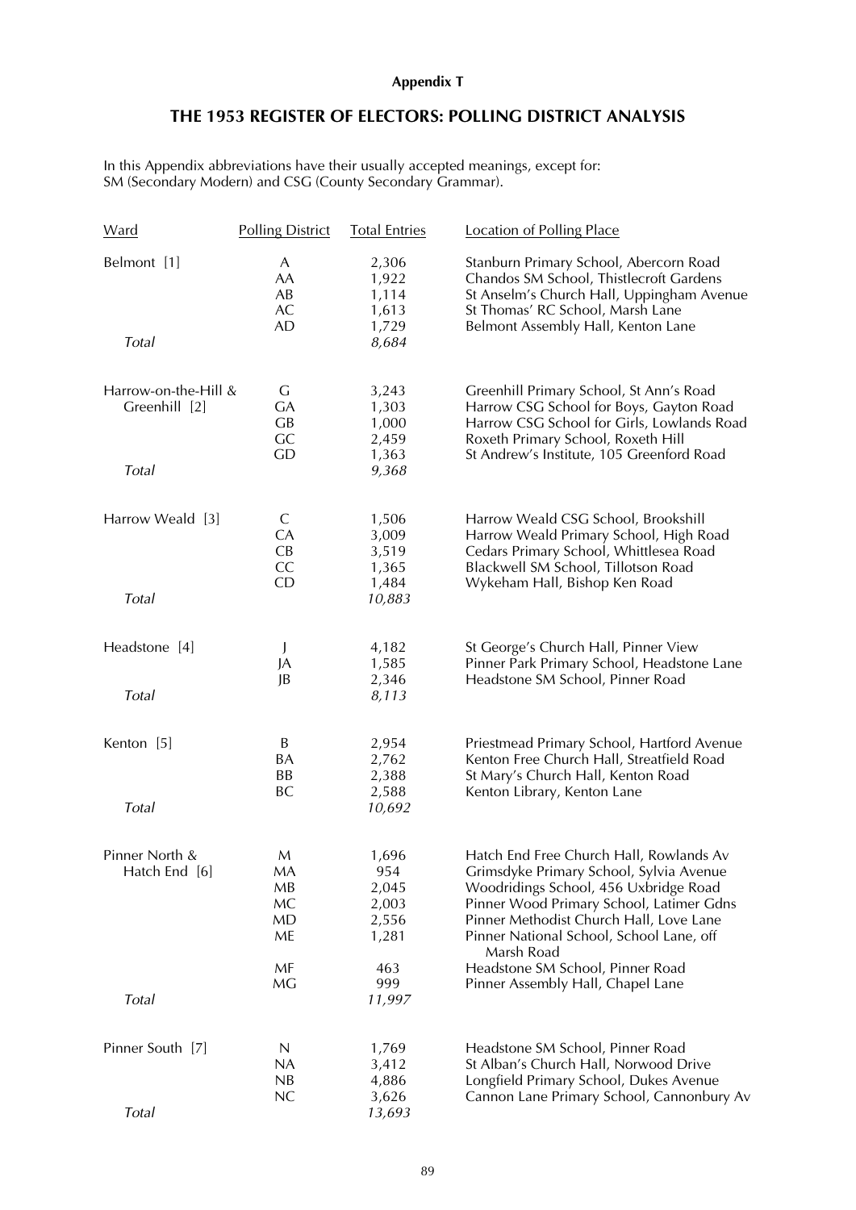**Appendix T**

## THE 1953 REGISTER OF ELECTORS: POLLING DISTRICT ANALYSIS

In this Appendix abbreviations have their usually accepted meanings, except for: SM (Secondary Modern) and CSG (County Secondary Grammar).

| Ward | Polling District | Total Entries | Location of Polling Place |
|---|---|---|---|
| Belmont [1] | A | 2,306 | Stanburn Primary School, Abercorn Road |
| | AA | 1,922 | Chandos SM School, Thistlecroft Gardens |
| | AB | 1,114 | St Anselm's Church Hall, Uppingham Avenue |
| | AC | 1,613 | St Thomas' RC School, Marsh Lane |
| | AD | 1,729 | Belmont Assembly Hall, Kenton Lane |
| *Total* | | *8,684* | |
| Harrow-on-the-Hill & Greenhill [2] | G | 3,243 | Greenhill Primary School, St Ann's Road |
| | GA | 1,303 | Harrow CSG School for Boys, Gayton Road |
| | GB | 1,000 | Harrow CSG School for Girls, Lowlands Road |
| | GC | 2,459 | Roxeth Primary School, Roxeth Hill |
| | GD | 1,363 | St Andrew's Institute, 105 Greenford Road |
| *Total* | | *9,368* | |
| Harrow Weald [3] | C | 1,506 | Harrow Weald CSG School, Brookshill |
| | CA | 3,009 | Harrow Weald Primary School, High Road |
| | CB | 3,519 | Cedars Primary School, Whittlesea Road |
| | CC | 1,365 | Blackwell SM School, Tillotson Road |
| | CD | 1,484 | Wykeham Hall, Bishop Ken Road |
| *Total* | | *10,883* | |
| Headstone [4] | J | 4,182 | St George's Church Hall, Pinner View |
| | JA | 1,585 | Pinner Park Primary School, Headstone Lane |
| | JB | 2,346 | Headstone SM School, Pinner Road |
| *Total* | | *8,113* | |
| Kenton [5] | B | 2,954 | Priestmead Primary School, Hartford Avenue |
| | BA | 2,762 | Kenton Free Church Hall, Streatfield Road |
| | BB | 2,388 | St Mary's Church Hall, Kenton Road |
| | BC | 2,588 | Kenton Library, Kenton Lane |
| *Total* | | *10,692* | |
| Pinner North & Hatch End [6] | M | 1,696 | Hatch End Free Church Hall, Rowlands Av |
| | MA | 954 | Grimsdyke Primary School, Sylvia Avenue |
| | MB | 2,045 | Woodridings School, 456 Uxbridge Road |
| | MC | 2,003 | Pinner Wood Primary School, Latimer Gdns |
| | MD | 2,556 | Pinner Methodist Church Hall, Love Lane |
| | ME | 1,281 | Pinner National School, School Lane, off Marsh Road |
| | MF | 463 | Headstone SM School, Pinner Road |
| | MG | 999 | Pinner Assembly Hall, Chapel Lane |
| *Total* | | *11,997* | |
| Pinner South [7] | N | 1,769 | Headstone SM School, Pinner Road |
| | NA | 3,412 | St Alban's Church Hall, Norwood Drive |
| | NB | 4,886 | Longfield Primary School, Dukes Avenue |
| | NC | 3,626 | Cannon Lane Primary School, Cannonbury Av |
| *Total* | | *13,693* | |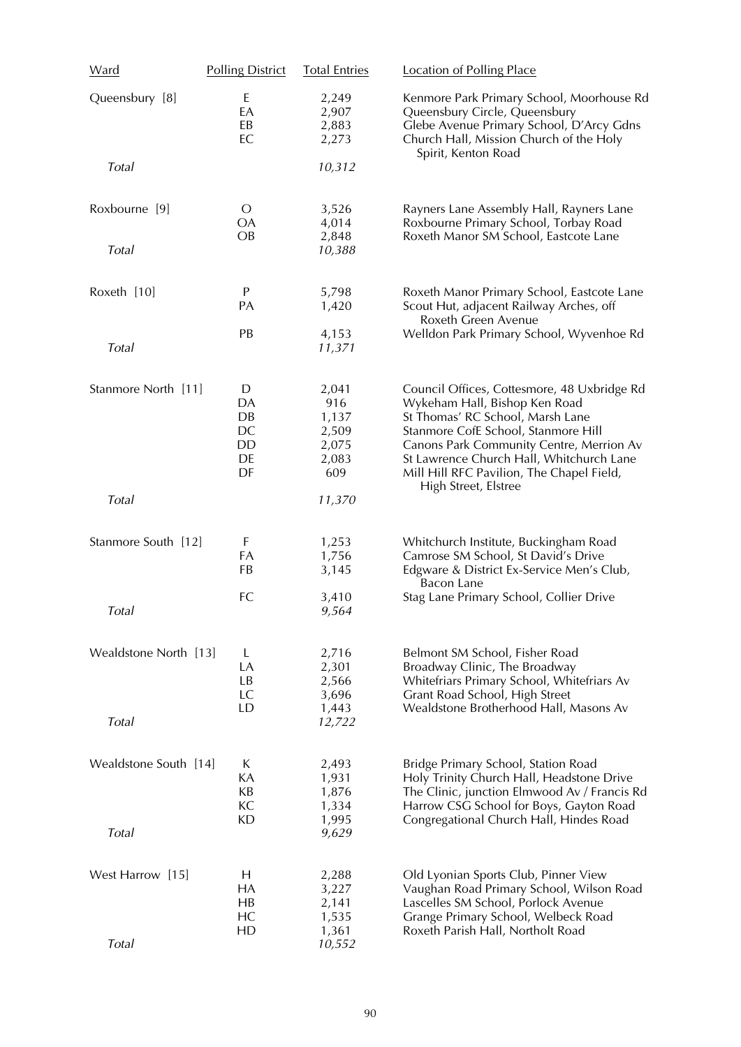| Ward | Polling District | Total Entries | Location of Polling Place |
|---|---|---|---|
| Queensbury [8] | E | 2,249 | Kenmore Park Primary School, Moorhouse Rd |
| | EA | 2,907 | Queensbury Circle, Queensbury |
| | EB | 2,883 | Glebe Avenue Primary School, D'Arcy Gdns |
| | EC | 2,273 | Church Hall, Mission Church of the Holy Spirit, Kenton Road |
| *Total* | | *10,312* | |
| Roxbourne [9] | O | 3,526 | Rayners Lane Assembly Hall, Rayners Lane |
| | OA | 4,014 | Roxbourne Primary School, Torbay Road |
| | OB | 2,848 | Roxeth Manor SM School, Eastcote Lane |
| *Total* | | *10,388* | |
| Roxeth [10] | P | 5,798 | Roxeth Manor Primary School, Eastcote Lane |
| | PA | 1,420 | Scout Hut, adjacent Railway Arches, off Roxeth Green Avenue |
| | PB | 4,153 | Welldon Park Primary School, Wyvenhoe Rd |
| *Total* | | *11,371* | |
| Stanmore North [11] | D | 2,041 | Council Offices, Cottesmore, 48 Uxbridge Rd |
| | DA | 916 | Wykeham Hall, Bishop Ken Road |
| | DB | 1,137 | St Thomas' RC School, Marsh Lane |
| | DC | 2,509 | Stanmore CofE School, Stanmore Hill |
| | DD | 2,075 | Canons Park Community Centre, Merrion Av |
| | DE | 2,083 | St Lawrence Church Hall, Whitchurch Lane |
| | DF | 609 | Mill Hill RFC Pavilion, The Chapel Field, High Street, Elstree |
| *Total* | | *11,370* | |
| Stanmore South [12] | F | 1,253 | Whitchurch Institute, Buckingham Road |
| | FA | 1,756 | Camrose SM School, St David's Drive |
| | FB | 3,145 | Edgware & District Ex-Service Men's Club, Bacon Lane |
| | FC | 3,410 | Stag Lane Primary School, Collier Drive |
| *Total* | | *9,564* | |
| Wealdstone North [13] | L | 2,716 | Belmont SM School, Fisher Road |
| | LA | 2,301 | Broadway Clinic, The Broadway |
| | LB | 2,566 | Whitefriars Primary School, Whitefriars Av |
| | LC | 3,696 | Grant Road School, High Street |
| | LD | 1,443 | Wealdstone Brotherhood Hall, Masons Av |
| *Total* | | *12,722* | |
| Wealdstone South [14] | K | 2,493 | Bridge Primary School, Station Road |
| | KA | 1,931 | Holy Trinity Church Hall, Headstone Drive |
| | KB | 1,876 | The Clinic, junction Elmwood Av / Francis Rd |
| | KC | 1,334 | Harrow CSG School for Boys, Gayton Road |
| | KD | 1,995 | Congregational Church Hall, Hindes Road |
| *Total* | | *9,629* | |
| West Harrow [15] | H | 2,288 | Old Lyonian Sports Club, Pinner View |
| | HA | 3,227 | Vaughan Road Primary School, Wilson Road |
| | HB | 2,141 | Lascelles SM School, Porlock Avenue |
| | HC | 1,535 | Grange Primary School, Welbeck Road |
| | HD | 1,361 | Roxeth Parish Hall, Northolt Road |
| *Total* | | *10,552* | |